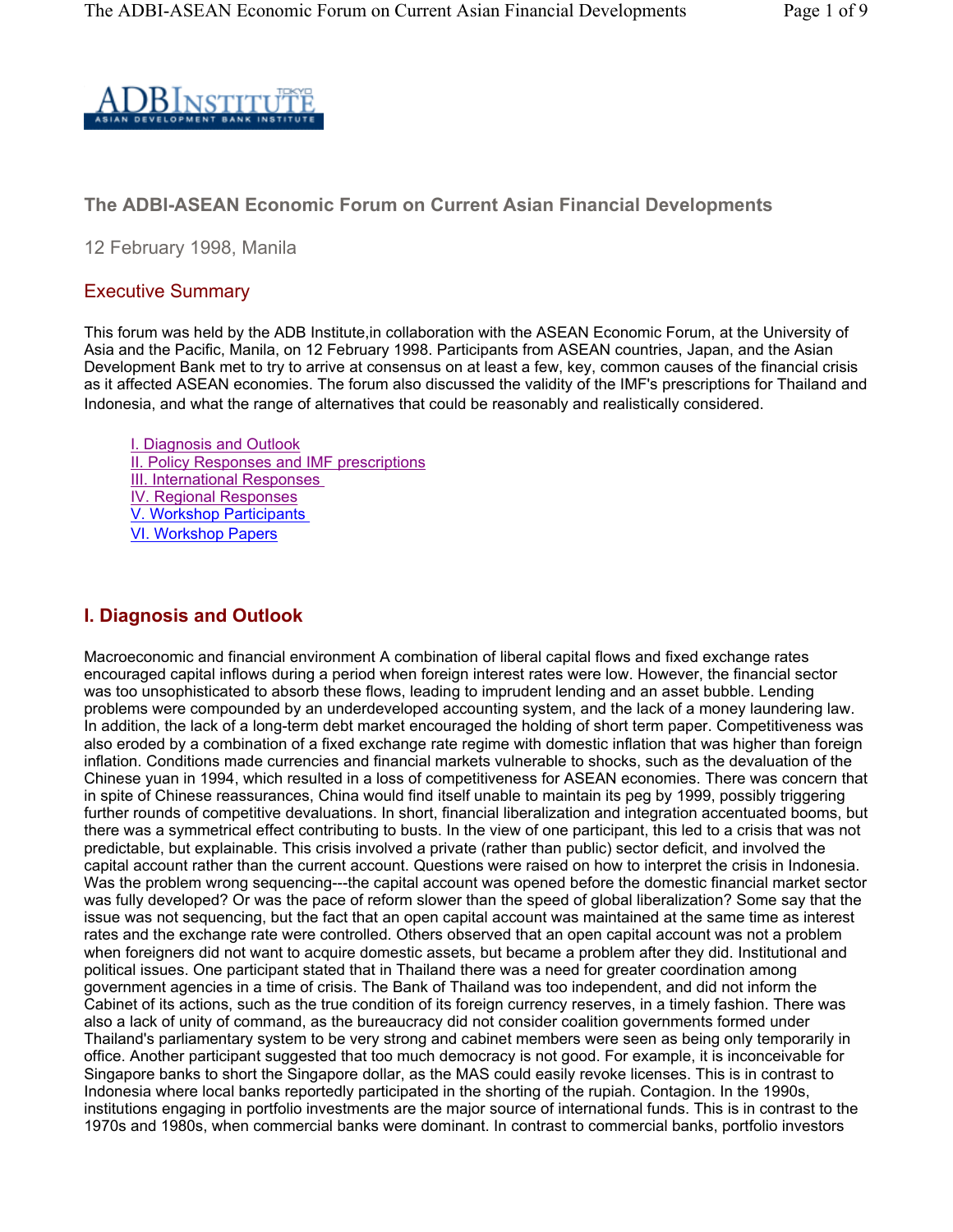ADBInstitute TOKYO
ASIAN DEVELOPMENT BANK INSTITUTE

# The ADBI-ASEAN Economic Forum on Current Asian Financial Developments

12 February 1998, Manila

## Executive Summary

This forum was held by the ADB Institute,in collaboration with the ASEAN Economic Forum, at the University of Asia and the Pacific, Manila, on 12 February 1998. Participants from ASEAN countries, Japan, and the Asian Development Bank met to try to arrive at consensus on at least a few, key, common causes of the financial crisis as it affected ASEAN economies. The forum also discussed the validity of the IMF's prescriptions for Thailand and Indonesia, and what the range of alternatives that could be reasonably and realistically considered.

- I. Diagnosis and Outlook
- II. Policy Responses and IMF prescriptions
- III. International Responses
- IV. Regional Responses
- V. Workshop Participants
- VI. Workshop Papers

## I. Diagnosis and Outlook

Macroeconomic and financial environment A combination of liberal capital flows and fixed exchange rates encouraged capital inflows during a period when foreign interest rates were low. However, the financial sector was too unsophisticated to absorb these flows, leading to imprudent lending and an asset bubble. Lending problems were compounded by an underdeveloped accounting system, and the lack of a money laundering law. In addition, the lack of a long-term debt market encouraged the holding of short term paper. Competitiveness was also eroded by a combination of a fixed exchange rate regime with domestic inflation that was higher than foreign inflation. Conditions made currencies and financial markets vulnerable to shocks, such as the devaluation of the Chinese yuan in 1994, which resulted in a loss of competitiveness for ASEAN economies. There was concern that in spite of Chinese reassurances, China would find itself unable to maintain its peg by 1999, possibly triggering further rounds of competitive devaluations. In short, financial liberalization and integration accentuated booms, but there was a symmetrical effect contributing to busts. In the view of one participant, this led to a crisis that was not predictable, but explainable. This crisis involved a private (rather than public) sector deficit, and involved the capital account rather than the current account. Questions were raised on how to interpret the crisis in Indonesia. Was the problem wrong sequencing---the capital account was opened before the domestic financial market sector was fully developed? Or was the pace of reform slower than the speed of global liberalization? Some say that the issue was not sequencing, but the fact that an open capital account was maintained at the same time as interest rates and the exchange rate were controlled. Others observed that an open capital account was not a problem when foreigners did not want to acquire domestic assets, but became a problem after they did. Institutional and political issues. One participant stated that in Thailand there was a need for greater coordination among government agencies in a time of crisis. The Bank of Thailand was too independent, and did not inform the Cabinet of its actions, such as the true condition of its foreign currency reserves, in a timely fashion. There was also a lack of unity of command, as the bureaucracy did not consider coalition governments formed under Thailand's parliamentary system to be very strong and cabinet members were seen as being only temporarily in office. Another participant suggested that too much democracy is not good. For example, it is inconceivable for Singapore banks to short the Singapore dollar, as the MAS could easily revoke licenses. This is in contrast to Indonesia where local banks reportedly participated in the shorting of the rupiah. Contagion. In the 1990s, institutions engaging in portfolio investments are the major source of international funds. This is in contrast to the 1970s and 1980s, when commercial banks were dominant. In contrast to commercial banks, portfolio investors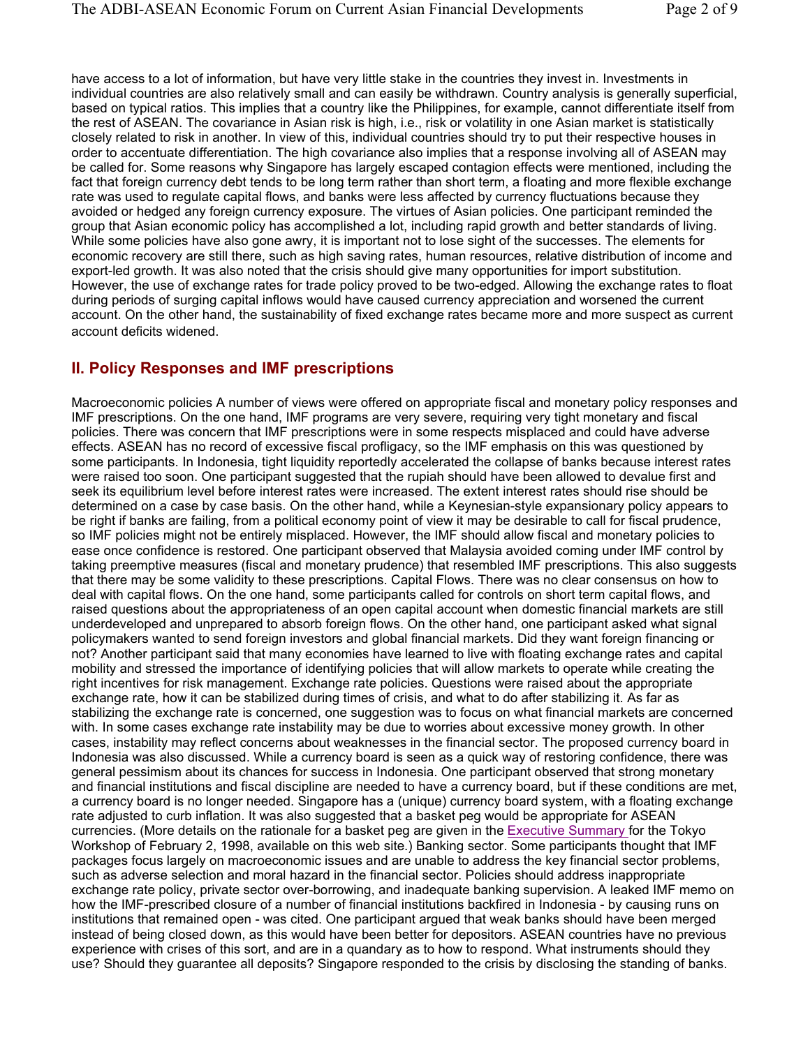have access to a lot of information, but have very little stake in the countries they invest in. Investments in individual countries are also relatively small and can easily be withdrawn. Country analysis is generally superficial, based on typical ratios. This implies that a country like the Philippines, for example, cannot differentiate itself from the rest of ASEAN. The covariance in Asian risk is high, i.e., risk or volatility in one Asian market is statistically closely related to risk in another. In view of this, individual countries should try to put their respective houses in order to accentuate differentiation. The high covariance also implies that a response involving all of ASEAN may be called for. Some reasons why Singapore has largely escaped contagion effects were mentioned, including the fact that foreign currency debt tends to be long term rather than short term, a floating and more flexible exchange rate was used to regulate capital flows, and banks were less affected by currency fluctuations because they avoided or hedged any foreign currency exposure. The virtues of Asian policies. One participant reminded the group that Asian economic policy has accomplished a lot, including rapid growth and better standards of living. While some policies have also gone awry, it is important not to lose sight of the successes. The elements for economic recovery are still there, such as high saving rates, human resources, relative distribution of income and export-led growth. It was also noted that the crisis should give many opportunities for import substitution. However, the use of exchange rates for trade policy proved to be two-edged. Allowing the exchange rates to float during periods of surging capital inflows would have caused currency appreciation and worsened the current account. On the other hand, the sustainability of fixed exchange rates became more and more suspect as current account deficits widened.

## II. Policy Responses and IMF prescriptions

Macroeconomic policies A number of views were offered on appropriate fiscal and monetary policy responses and IMF prescriptions. On the one hand, IMF programs are very severe, requiring very tight monetary and fiscal policies. There was concern that IMF prescriptions were in some respects misplaced and could have adverse effects. ASEAN has no record of excessive fiscal profligacy, so the IMF emphasis on this was questioned by some participants. In Indonesia, tight liquidity reportedly accelerated the collapse of banks because interest rates were raised too soon. One participant suggested that the rupiah should have been allowed to devalue first and seek its equilibrium level before interest rates were increased. The extent interest rates should rise should be determined on a case by case basis. On the other hand, while a Keynesian-style expansionary policy appears to be right if banks are failing, from a political economy point of view it may be desirable to call for fiscal prudence, so IMF policies might not be entirely misplaced. However, the IMF should allow fiscal and monetary policies to ease once confidence is restored. One participant observed that Malaysia avoided coming under IMF control by taking preemptive measures (fiscal and monetary prudence) that resembled IMF prescriptions. This also suggests that there may be some validity to these prescriptions. Capital Flows. There was no clear consensus on how to deal with capital flows. On the one hand, some participants called for controls on short term capital flows, and raised questions about the appropriateness of an open capital account when domestic financial markets are still underdeveloped and unprepared to absorb foreign flows. On the other hand, one participant asked what signal policymakers wanted to send foreign investors and global financial markets. Did they want foreign financing or not? Another participant said that many economies have learned to live with floating exchange rates and capital mobility and stressed the importance of identifying policies that will allow markets to operate while creating the right incentives for risk management. Exchange rate policies. Questions were raised about the appropriate exchange rate, how it can be stabilized during times of crisis, and what to do after stabilizing it. As far as stabilizing the exchange rate is concerned, one suggestion was to focus on what financial markets are concerned with. In some cases exchange rate instability may be due to worries about excessive money growth. In other cases, instability may reflect concerns about weaknesses in the financial sector. The proposed currency board in Indonesia was also discussed. While a currency board is seen as a quick way of restoring confidence, there was general pessimism about its chances for success in Indonesia. One participant observed that strong monetary and financial institutions and fiscal discipline are needed to have a currency board, but if these conditions are met, a currency board is no longer needed. Singapore has a (unique) currency board system, with a floating exchange rate adjusted to curb inflation. It was also suggested that a basket peg would be appropriate for ASEAN currencies. (More details on the rationale for a basket peg are given in the Executive Summary for the Tokyo Workshop of February 2, 1998, available on this web site.) Banking sector. Some participants thought that IMF packages focus largely on macroeconomic issues and are unable to address the key financial sector problems, such as adverse selection and moral hazard in the financial sector. Policies should address inappropriate exchange rate policy, private sector over-borrowing, and inadequate banking supervision. A leaked IMF memo on how the IMF-prescribed closure of a number of financial institutions backfired in Indonesia - by causing runs on institutions that remained open - was cited. One participant argued that weak banks should have been merged instead of being closed down, as this would have been better for depositors. ASEAN countries have no previous experience with crises of this sort, and are in a quandary as to how to respond. What instruments should they use? Should they guarantee all deposits? Singapore responded to the crisis by disclosing the standing of banks.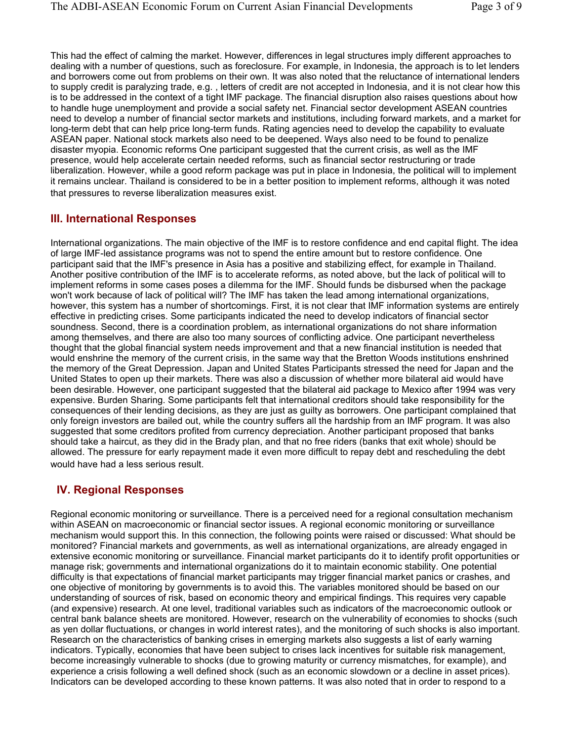This had the effect of calming the market. However, differences in legal structures imply different approaches to dealing with a number of questions, such as foreclosure. For example, in Indonesia, the approach is to let lenders and borrowers come out from problems on their own. It was also noted that the reluctance of international lenders to supply credit is paralyzing trade, e.g. , letters of credit are not accepted in Indonesia, and it is not clear how this is to be addressed in the context of a tight IMF package. The financial disruption also raises questions about how to handle huge unemployment and provide a social safety net. Financial sector development ASEAN countries need to develop a number of financial sector markets and institutions, including forward markets, and a market for long-term debt that can help price long-term funds. Rating agencies need to develop the capability to evaluate ASEAN paper. National stock markets also need to be deepened. Ways also need to be found to penalize disaster myopia. Economic reforms One participant suggested that the current crisis, as well as the IMF presence, would help accelerate certain needed reforms, such as financial sector restructuring or trade liberalization. However, while a good reform package was put in place in Indonesia, the political will to implement it remains unclear. Thailand is considered to be in a better position to implement reforms, although it was noted that pressures to reverse liberalization measures exist.

## III. International Responses

International organizations. The main objective of the IMF is to restore confidence and end capital flight. The idea of large IMF-led assistance programs was not to spend the entire amount but to restore confidence. One participant said that the IMF's presence in Asia has a positive and stabilizing effect, for example in Thailand. Another positive contribution of the IMF is to accelerate reforms, as noted above, but the lack of political will to implement reforms in some cases poses a dilemma for the IMF. Should funds be disbursed when the package won't work because of lack of political will? The IMF has taken the lead among international organizations, however, this system has a number of shortcomings. First, it is not clear that IMF information systems are entirely effective in predicting crises. Some participants indicated the need to develop indicators of financial sector soundness. Second, there is a coordination problem, as international organizations do not share information among themselves, and there are also too many sources of conflicting advice. One participant nevertheless thought that the global financial system needs improvement and that a new financial institution is needed that would enshrine the memory of the current crisis, in the same way that the Bretton Woods institutions enshrined the memory of the Great Depression. Japan and United States Participants stressed the need for Japan and the United States to open up their markets. There was also a discussion of whether more bilateral aid would have been desirable. However, one participant suggested that the bilateral aid package to Mexico after 1994 was very expensive. Burden Sharing. Some participants felt that international creditors should take responsibility for the consequences of their lending decisions, as they are just as guilty as borrowers. One participant complained that only foreign investors are bailed out, while the country suffers all the hardship from an IMF program. It was also suggested that some creditors profited from currency depreciation. Another participant proposed that banks should take a haircut, as they did in the Brady plan, and that no free riders (banks that exit whole) should be allowed. The pressure for early repayment made it even more difficult to repay debt and rescheduling the debt would have had a less serious result.

## IV. Regional Responses

Regional economic monitoring or surveillance. There is a perceived need for a regional consultation mechanism within ASEAN on macroeconomic or financial sector issues. A regional economic monitoring or surveillance mechanism would support this. In this connection, the following points were raised or discussed: What should be monitored? Financial markets and governments, as well as international organizations, are already engaged in extensive economic monitoring or surveillance. Financial market participants do it to identify profit opportunities or manage risk; governments and international organizations do it to maintain economic stability. One potential difficulty is that expectations of financial market participants may trigger financial market panics or crashes, and one objective of monitoring by governments is to avoid this. The variables monitored should be based on our understanding of sources of risk, based on economic theory and empirical findings. This requires very capable (and expensive) research. At one level, traditional variables such as indicators of the macroeconomic outlook or central bank balance sheets are monitored. However, research on the vulnerability of economies to shocks (such as yen dollar fluctuations, or changes in world interest rates), and the monitoring of such shocks is also important. Research on the characteristics of banking crises in emerging markets also suggests a list of early warning indicators. Typically, economies that have been subject to crises lack incentives for suitable risk management, become increasingly vulnerable to shocks (due to growing maturity or currency mismatches, for example), and experience a crisis following a well defined shock (such as an economic slowdown or a decline in asset prices). Indicators can be developed according to these known patterns. It was also noted that in order to respond to a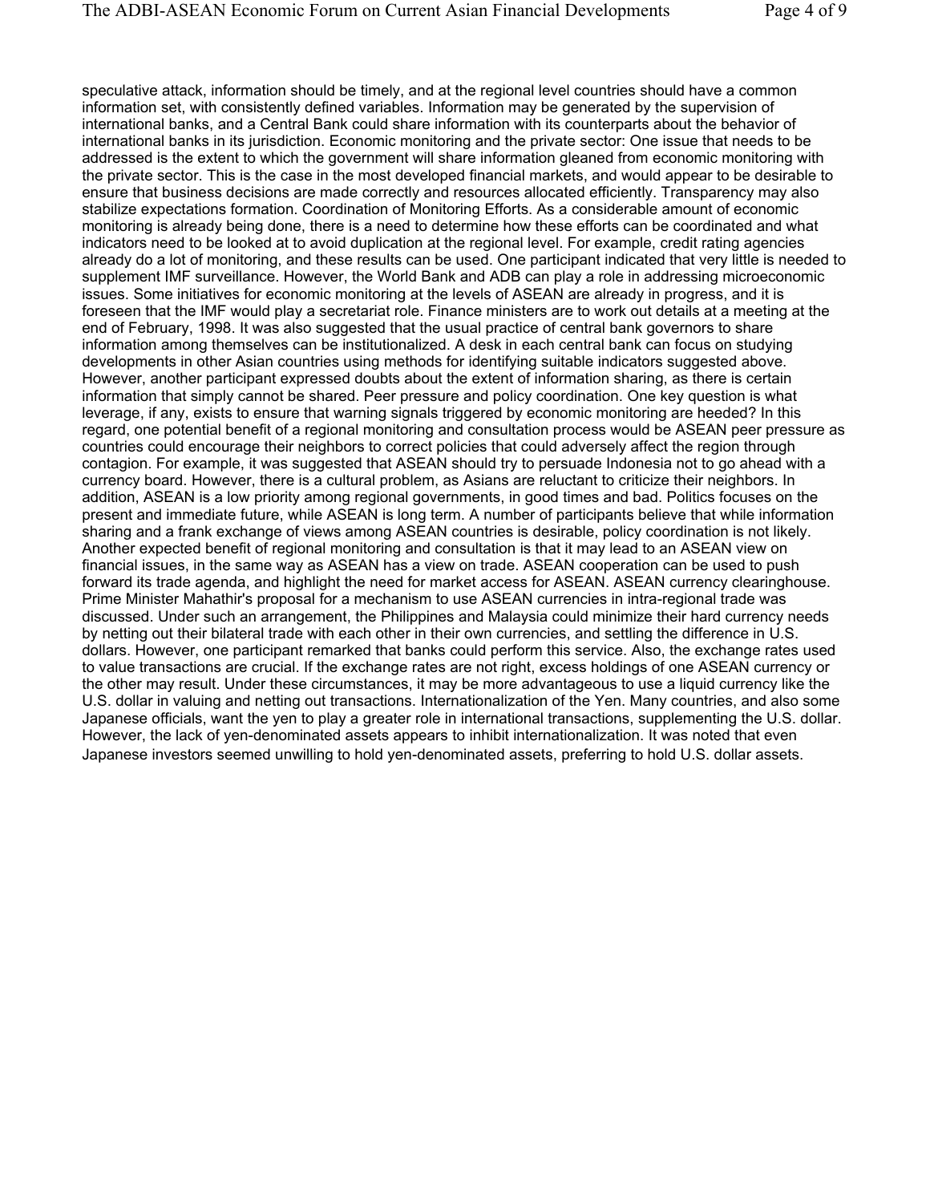speculative attack, information should be timely, and at the regional level countries should have a common information set, with consistently defined variables. Information may be generated by the supervision of international banks, and a Central Bank could share information with its counterparts about the behavior of international banks in its jurisdiction. Economic monitoring and the private sector: One issue that needs to be addressed is the extent to which the government will share information gleaned from economic monitoring with the private sector. This is the case in the most developed financial markets, and would appear to be desirable to ensure that business decisions are made correctly and resources allocated efficiently. Transparency may also stabilize expectations formation. Coordination of Monitoring Efforts. As a considerable amount of economic monitoring is already being done, there is a need to determine how these efforts can be coordinated and what indicators need to be looked at to avoid duplication at the regional level. For example, credit rating agencies already do a lot of monitoring, and these results can be used. One participant indicated that very little is needed to supplement IMF surveillance. However, the World Bank and ADB can play a role in addressing microeconomic issues. Some initiatives for economic monitoring at the levels of ASEAN are already in progress, and it is foreseen that the IMF would play a secretariat role. Finance ministers are to work out details at a meeting at the end of February, 1998. It was also suggested that the usual practice of central bank governors to share information among themselves can be institutionalized. A desk in each central bank can focus on studying developments in other Asian countries using methods for identifying suitable indicators suggested above. However, another participant expressed doubts about the extent of information sharing, as there is certain information that simply cannot be shared. Peer pressure and policy coordination. One key question is what leverage, if any, exists to ensure that warning signals triggered by economic monitoring are heeded? In this regard, one potential benefit of a regional monitoring and consultation process would be ASEAN peer pressure as countries could encourage their neighbors to correct policies that could adversely affect the region through contagion. For example, it was suggested that ASEAN should try to persuade Indonesia not to go ahead with a currency board. However, there is a cultural problem, as Asians are reluctant to criticize their neighbors. In addition, ASEAN is a low priority among regional governments, in good times and bad. Politics focuses on the present and immediate future, while ASEAN is long term. A number of participants believe that while information sharing and a frank exchange of views among ASEAN countries is desirable, policy coordination is not likely. Another expected benefit of regional monitoring and consultation is that it may lead to an ASEAN view on financial issues, in the same way as ASEAN has a view on trade. ASEAN cooperation can be used to push forward its trade agenda, and highlight the need for market access for ASEAN. ASEAN currency clearinghouse. Prime Minister Mahathir's proposal for a mechanism to use ASEAN currencies in intra-regional trade was discussed. Under such an arrangement, the Philippines and Malaysia could minimize their hard currency needs by netting out their bilateral trade with each other in their own currencies, and settling the difference in U.S. dollars. However, one participant remarked that banks could perform this service. Also, the exchange rates used to value transactions are crucial. If the exchange rates are not right, excess holdings of one ASEAN currency or the other may result. Under these circumstances, it may be more advantageous to use a liquid currency like the U.S. dollar in valuing and netting out transactions. Internationalization of the Yen. Many countries, and also some Japanese officials, want the yen to play a greater role in international transactions, supplementing the U.S. dollar. However, the lack of yen-denominated assets appears to inhibit internationalization. It was noted that even Japanese investors seemed unwilling to hold yen-denominated assets, preferring to hold U.S. dollar assets.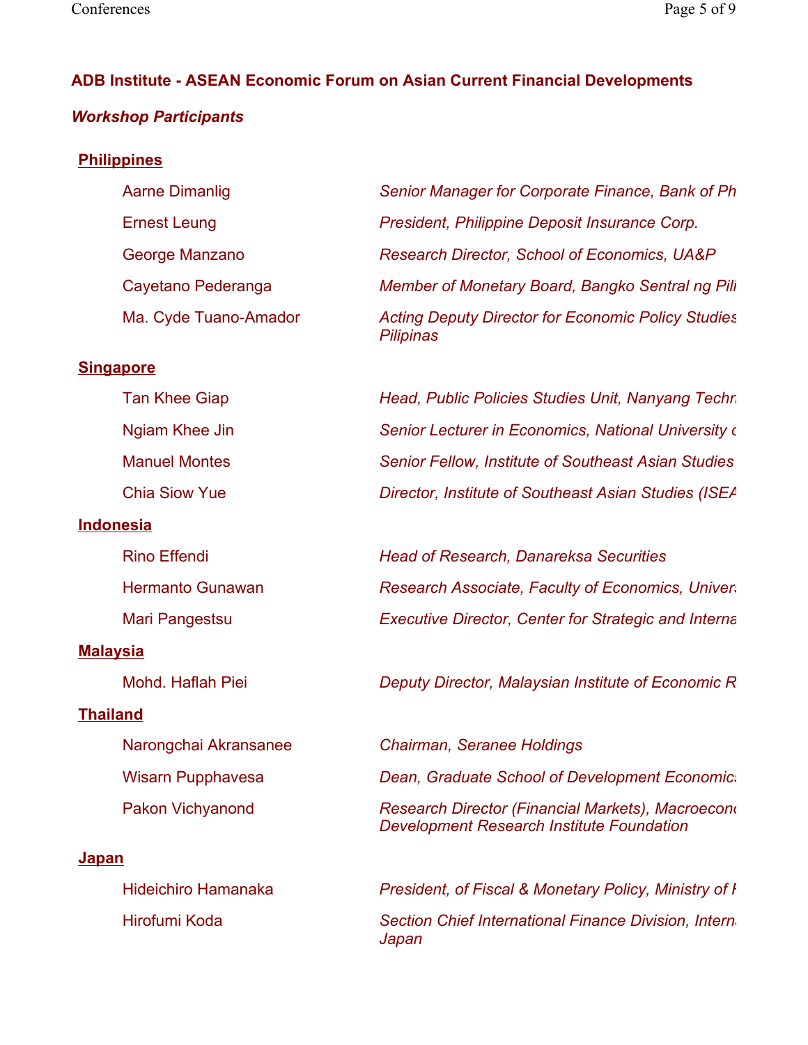## ADB Institute - ASEAN Economic Forum on Asian Current Financial Developments

### *Workshop Participants*

**Philippines**

| | |
|---|---|
| Aarne Dimanlig | *Senior Manager for Corporate Finance, Bank of Ph* |
| Ernest Leung | *President, Philippine Deposit Insurance Corp.* |
| George Manzano | *Research Director, School of Economics, UA&P* |
| Cayetano Pederanga | *Member of Monetary Board, Bangko Sentral ng Pili* |
| Ma. Cyde Tuano-Amador | *Acting Deputy Director for Economic Policy Studies Pilipinas* |

**Singapore**

| | |
|---|---|
| Tan Khee Giap | *Head, Public Policies Studies Unit, Nanyang Techn* |
| Ngiam Khee Jin | *Senior Lecturer in Economics, National University c* |
| Manuel Montes | *Senior Fellow, Institute of Southeast Asian Studies* |
| Chia Siow Yue | *Director, Institute of Southeast Asian Studies (ISEA* |

**Indonesia**

| | |
|---|---|
| Rino Effendi | *Head of Research, Danareksa Securities* |
| Hermanto Gunawan | *Research Associate, Faculty of Economics, Univers* |
| Mari Pangestsu | *Executive Director, Center for Strategic and Interna* |

**Malaysia**

| | |
|---|---|
| Mohd. Haflah Piei | *Deputy Director, Malaysian Institute of Economic R* |

**Thailand**

| | |
|---|---|
| Narongchai Akransanee | *Chairman, Seranee Holdings* |
| Wisarn Pupphavesa | *Dean, Graduate School of Development Economics* |
| Pakon Vichyanond | *Research Director (Financial Markets), Macroecono Development Research Institute Foundation* |

**Japan**

| | |
|---|---|
| Hideichiro Hamanaka | *President, of Fiscal & Monetary Policy, Ministry of F* |
| Hirofumi Koda | *Section Chief International Finance Division, Interna Japan* |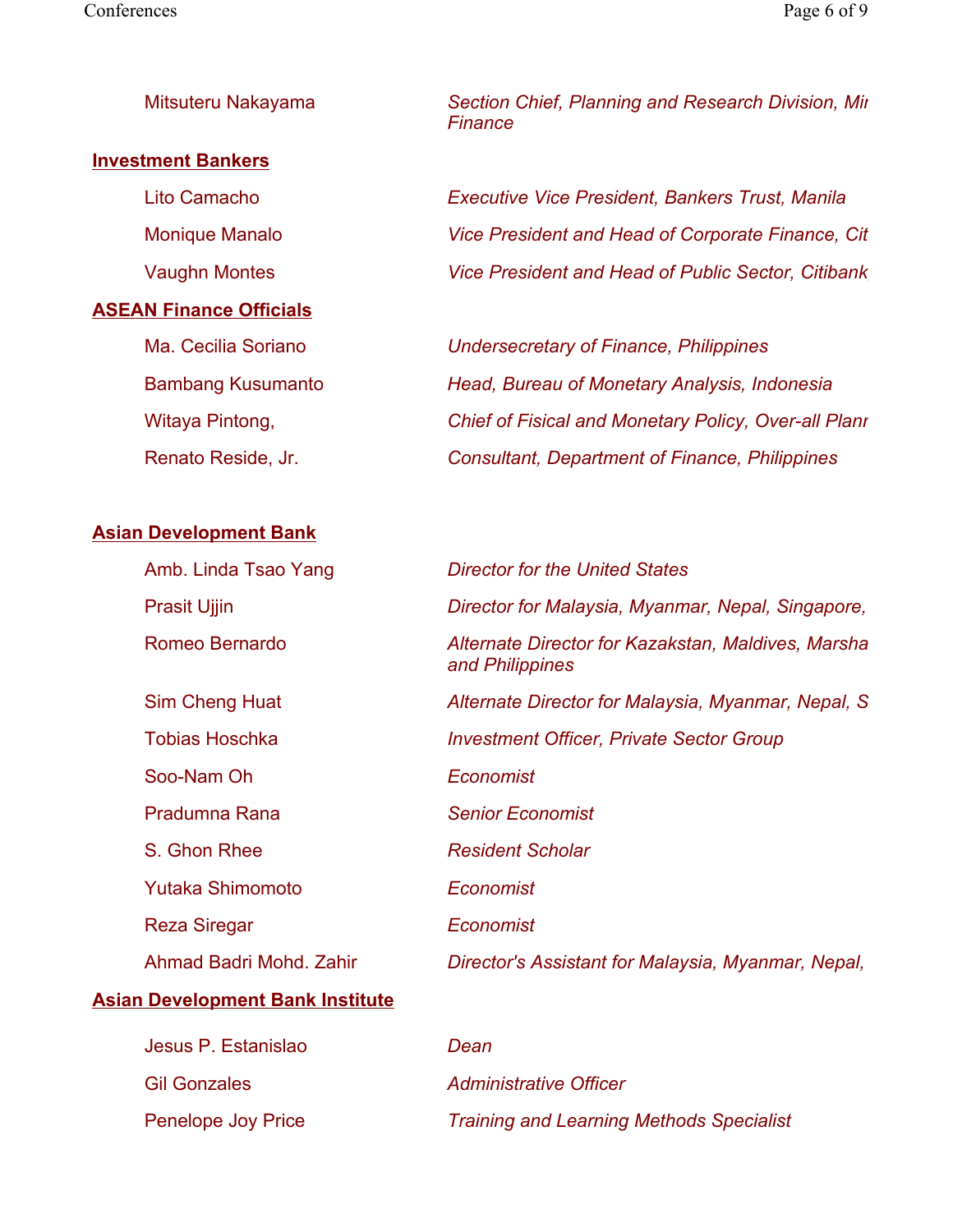| | |
|---|---|
| Mitsuteru Nakayama | *Section Chief, Planning and Research Division, Mi Finance* |

**Investment Bankers**

| | |
|---|---|
| Lito Camacho | *Executive Vice President, Bankers Trust, Manila* |
| Monique Manalo | *Vice President and Head of Corporate Finance, Cit* |
| Vaughn Montes | *Vice President and Head of Public Sector, Citibank* |

**ASEAN Finance Officials**

| | |
|---|---|
| Ma. Cecilia Soriano | *Undersecretary of Finance, Philippines* |
| Bambang Kusumanto | *Head, Bureau of Monetary Analysis, Indonesia* |
| Witaya Pintong, | *Chief of Fisical and Monetary Policy, Over-all Plan* |
| Renato Reside, Jr. | *Consultant, Department of Finance, Philippines* |

**Asian Development Bank**

| | |
|---|---|
| Amb. Linda Tsao Yang | *Director for the United States* |
| Prasit Ujjin | *Director for Malaysia, Myanmar, Nepal, Singapore,* |
| Romeo Bernardo | *Alternate Director for Kazakstan, Maldives, Marsha and Philippines* |
| Sim Cheng Huat | *Alternate Director for Malaysia, Myanmar, Nepal, S* |
| Tobias Hoschka | *Investment Officer, Private Sector Group* |
| Soo-Nam Oh | *Economist* |
| Pradumna Rana | *Senior Economist* |
| S. Ghon Rhee | *Resident Scholar* |
| Yutaka Shimomoto | *Economist* |
| Reza Siregar | *Economist* |
| Ahmad Badri Mohd. Zahir | *Director's Assistant for Malaysia, Myanmar, Nepal,* |

**Asian Development Bank Institute**

| | |
|---|---|
| Jesus P. Estanislao | *Dean* |
| Gil Gonzales | *Administrative Officer* |
| Penelope Joy Price | *Training and Learning Methods Specialist* |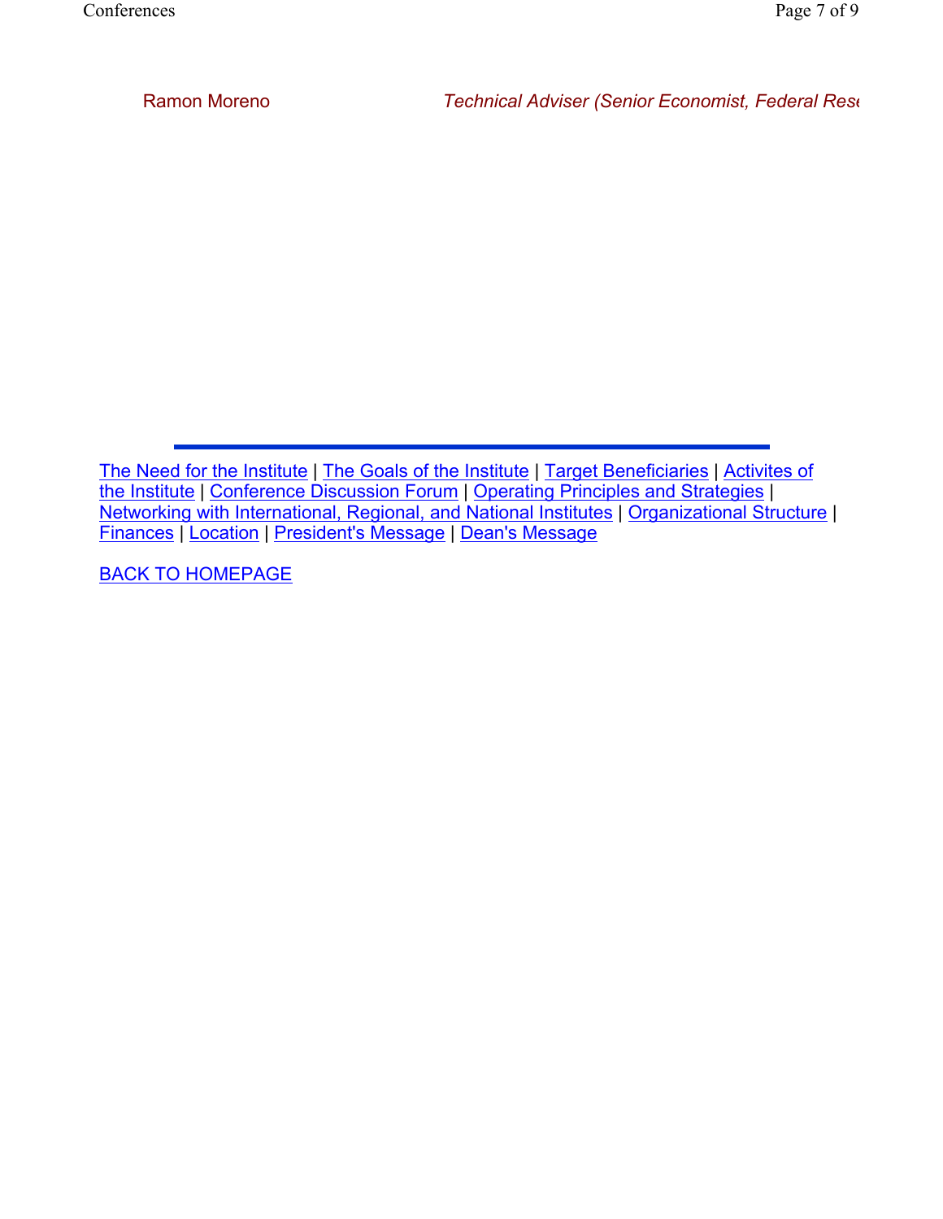| Ramon Moreno | *Technical Adviser (Senior Economist, Federal Rese* |
| --- | --- |

---

[The Need for the Institute](#) | [The Goals of the Institute](#) | [Target Beneficiaries](#) | [Activites of the Institute](#) | [Conference Discussion Forum](#) | [Operating Principles and Strategies](#) | [Networking with International, Regional, and National Institutes](#) | [Organizational Structure](#) | [Finances](#) | [Location](#) | [President's Message](#) | [Dean's Message](#)

[BACK TO HOMEPAGE](#)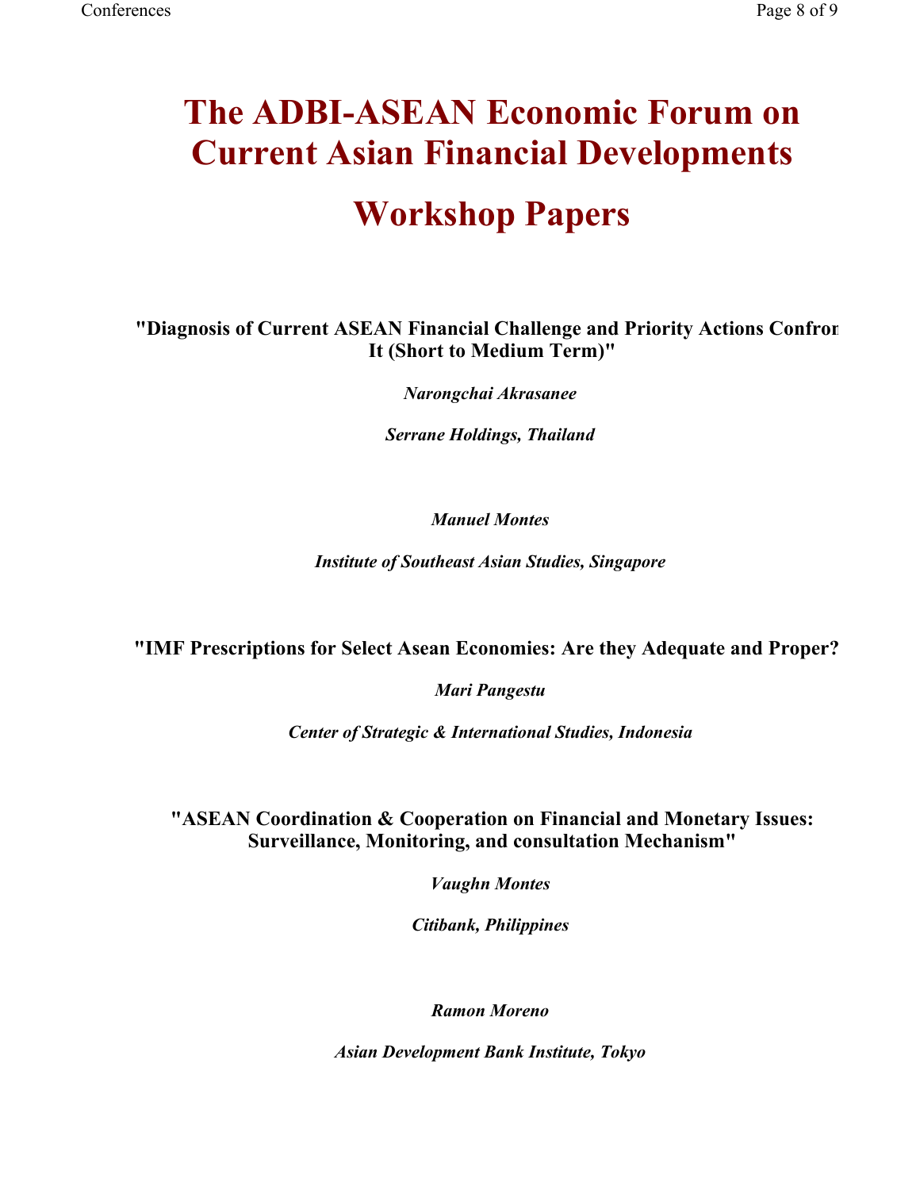# The ADBI-ASEAN Economic Forum on Current Asian Financial Developments

# Workshop Papers

**"Diagnosis of Current ASEAN Financial Challenge and Priority Actions Confron It (Short to Medium Term)"**

***Narongchai Akrasanee***

***Serrane Holdings, Thailand***

***Manuel Montes***

***Institute of Southeast Asian Studies, Singapore***

**"IMF Prescriptions for Select Asean Economies: Are they Adequate and Proper?**

***Mari Pangestu***

***Center of Strategic & International Studies, Indonesia***

**"ASEAN Coordination & Cooperation on Financial and Monetary Issues: Surveillance, Monitoring, and consultation Mechanism"**

***Vaughn Montes***

***Citibank, Philippines***

***Ramon Moreno***

***Asian Development Bank Institute, Tokyo***